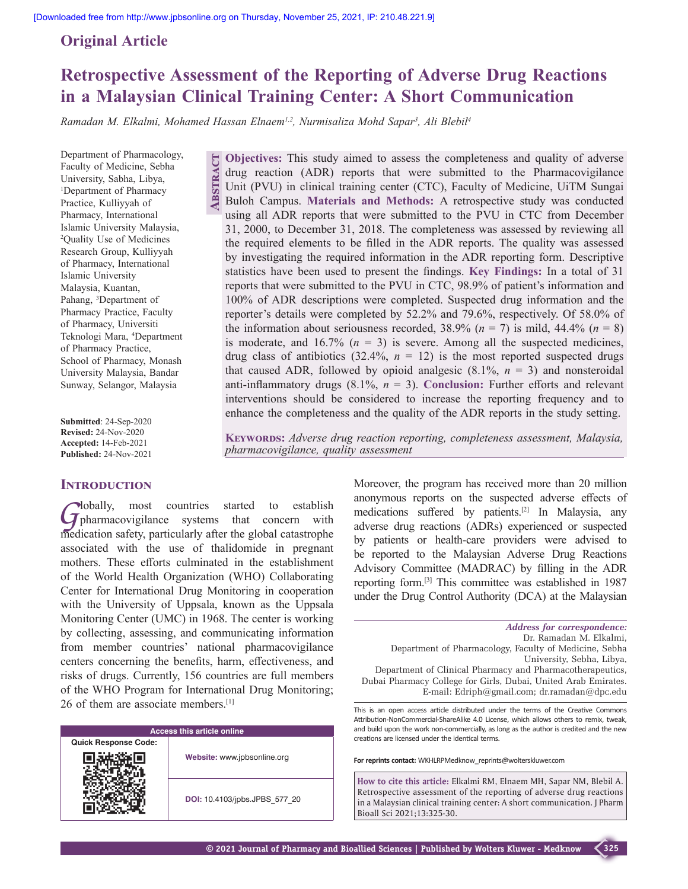Original Article

# Retrospective Assessment of the Reporting of Adverse Drug Reactions in a Malaysian Clinical Training Center: A Short Communication

*Ramadan M. Elkalmi, Mohamed Hassan Elnaem[1,2], Nurmisaliza Mohd Sapar[3], Ali Blebil[4]*

Department of Pharmacology, Faculty of Medicine, Sebha University, Sabha, Libya, [1]Department of Pharmacy Practice, Kulliyyah of Pharmacy, International Islamic University Malaysia, [2]Quality Use of Medicines Research Group, Kulliyyah of Pharmacy, International Islamic University Malaysia, Kuantan, Pahang, [3]Department of Pharmacy Practice, Faculty of Pharmacy, Universiti Teknologi Mara, [4]Department of Pharmacy Practice, School of Pharmacy, Monash University Malaysia, Bandar Sunway, Selangor, Malaysia

**Submitted**: 24-Sep-2020
**Revised:** 24-Nov-2020
**Accepted:** 14-Feb-2021
**Published:** 24-Nov-2021

## Abstract

**Objectives:** This study aimed to assess the completeness and quality of adverse drug reaction (ADR) reports that were submitted to the Pharmacovigilance Unit (PVU) in clinical training center (CTC), Faculty of Medicine, UiTM Sungai Buloh Campus. **Materials and Methods:** A retrospective study was conducted using all ADR reports that were submitted to the PVU in CTC from December 31, 2000, to December 31, 2018. The completeness was assessed by reviewing all the required elements to be filled in the ADR reports. The quality was assessed by investigating the required information in the ADR reporting form. Descriptive statistics have been used to present the findings. **Key Findings:** In a total of 31 reports that were submitted to the PVU in CTC, 98.9% of patient's information and 100% of ADR descriptions were completed. Suspected drug information and the reporter's details were completed by 52.2% and 79.6%, respectively. Of 58.0% of the information about seriousness recorded, 38.9% ($n$ = 7) is mild, 44.4% ($n$ = 8) is moderate, and 16.7% ($n$ = 3) is severe. Among all the suspected medicines, drug class of antibiotics (32.4%, $n$ = 12) is the most reported suspected drugs that caused ADR, followed by opioid analgesic (8.1%, $n$ = 3) and nonsteroidal anti-inflammatory drugs (8.1%, $n$ = 3). **Conclusion:** Further efforts and relevant interventions should be considered to increase the reporting frequency and to enhance the completeness and the quality of the ADR reports in the study setting.

**Keywords:** *Adverse drug reaction reporting, completeness assessment, Malaysia, pharmacovigilance, quality assessment*

## Introduction

Globally, most countries started to establish pharmacovigilance systems that concern with medication safety, particularly after the global catastrophe associated with the use of thalidomide in pregnant mothers. These efforts culminated in the establishment of the World Health Organization (WHO) Collaborating Center for International Drug Monitoring in cooperation with the University of Uppsala, known as the Uppsala Monitoring Center (UMC) in 1968. The center is working by collecting, assessing, and communicating information from member countries' national pharmacovigilance centers concerning the benefits, harm, effectiveness, and risks of drugs. Currently, 156 countries are full members of the WHO Program for International Drug Monitoring; 26 of them are associate members.[1] Moreover, the program has received more than 20 million anonymous reports on the suspected adverse effects of medications suffered by patients.[2] In Malaysia, any adverse drug reactions (ADRs) experienced or suspected by patients or health-care providers were advised to be reported to the Malaysian Adverse Drug Reactions Advisory Committee (MADRAC) by filling in the ADR reporting form.[3] This committee was established in 1987 under the Drug Control Authority (DCA) at the Malaysian

*Address for correspondence:*
Dr. Ramadan M. Elkalmi,
Department of Pharmacology, Faculty of Medicine, Sebha University, Sabha, Libya,
Department of Clinical Pharmacy and Pharmacotherapeutics, Dubai Pharmacy College for Girls, Dubai, United Arab Emirates.
E-mail: Edriph@gmail.com; dr.ramadan@dpc.edu

| Access this article online | |
|---|---|
| Quick Response Code: | **Website:** www.jpbsonline.org |
| | **DOI:** 10.4103/jpbs.JPBS_577_20 |

This is an open access article distributed under the terms of the Creative Commons Attribution-NonCommercial-ShareAlike 4.0 License, which allows others to remix, tweak, and build upon the work non-commercially, as long as the author is credited and the new creations are licensed under the identical terms.

**For reprints contact:** WKHLRPMedknow_reprints@wolterskluwer.com

**How to cite this article:** Elkalmi RM, Elnaem MH, Sapar NM, Blebil A. Retrospective assessment of the reporting of adverse drug reactions in a Malaysian clinical training center: A short communication. J Pharm Bioall Sci 2021;13:325-30.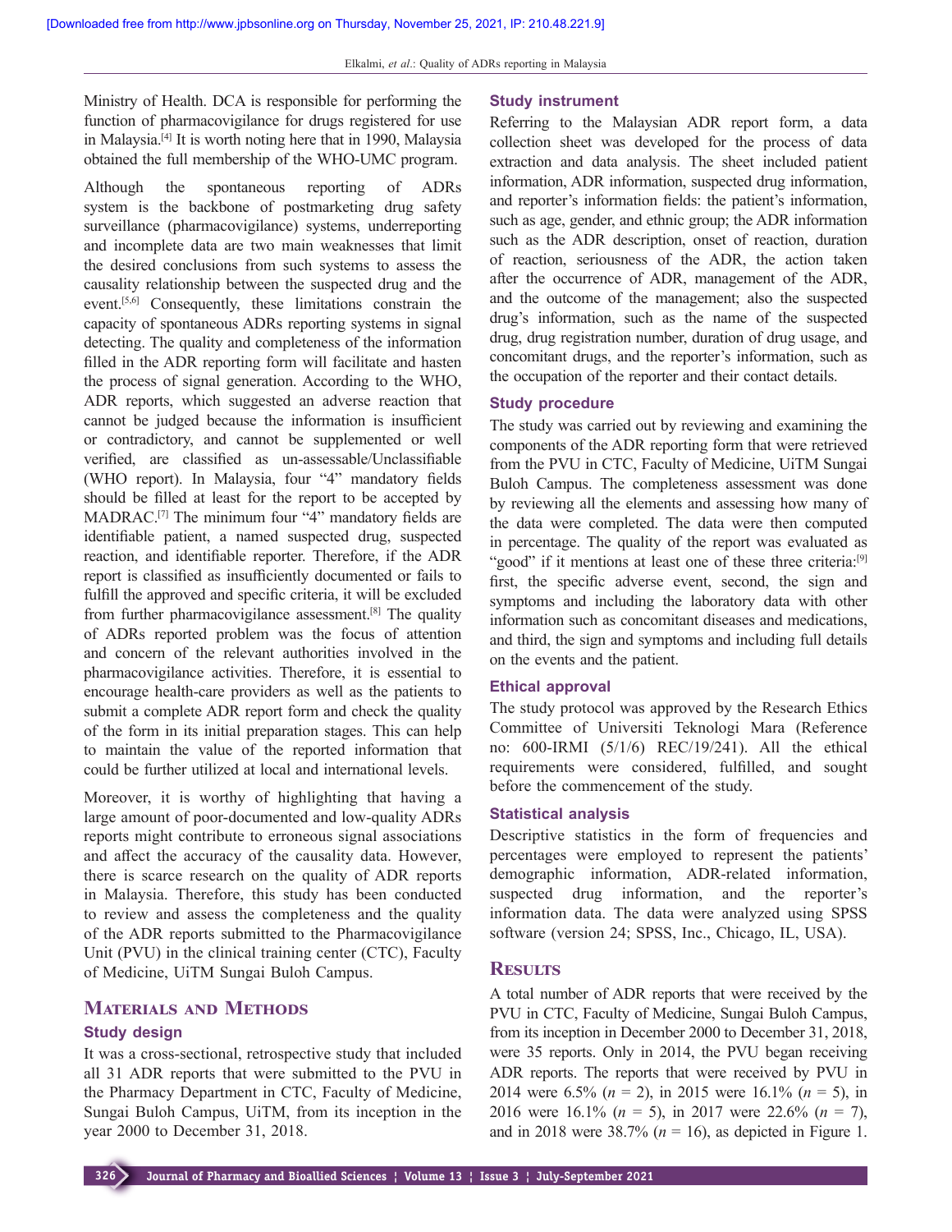Ministry of Health. DCA is responsible for performing the function of pharmacovigilance for drugs registered for use in Malaysia.[4] It is worth noting here that in 1990, Malaysia obtained the full membership of the WHO-UMC program.

Although the spontaneous reporting of ADRs system is the backbone of postmarketing drug safety surveillance (pharmacovigilance) systems, underreporting and incomplete data are two main weaknesses that limit the desired conclusions from such systems to assess the causality relationship between the suspected drug and the event.[5,6] Consequently, these limitations constrain the capacity of spontaneous ADRs reporting systems in signal detecting. The quality and completeness of the information filled in the ADR reporting form will facilitate and hasten the process of signal generation. According to the WHO, ADR reports, which suggested an adverse reaction that cannot be judged because the information is insufficient or contradictory, and cannot be supplemented or well verified, are classified as un-assessable/Unclassifiable (WHO report). In Malaysia, four "4" mandatory fields should be filled at least for the report to be accepted by MADRAC.[7] The minimum four "4" mandatory fields are identifiable patient, a named suspected drug, suspected reaction, and identifiable reporter. Therefore, if the ADR report is classified as insufficiently documented or fails to fulfill the approved and specific criteria, it will be excluded from further pharmacovigilance assessment.[8] The quality of ADRs reported problem was the focus of attention and concern of the relevant authorities involved in the pharmacovigilance activities. Therefore, it is essential to encourage health-care providers as well as the patients to submit a complete ADR report form and check the quality of the form in its initial preparation stages. This can help to maintain the value of the reported information that could be further utilized at local and international levels.

Moreover, it is worthy of highlighting that having a large amount of poor-documented and low-quality ADRs reports might contribute to erroneous signal associations and affect the accuracy of the causality data. However, there is scarce research on the quality of ADR reports in Malaysia. Therefore, this study has been conducted to review and assess the completeness and the quality of the ADR reports submitted to the Pharmacovigilance Unit (PVU) in the clinical training center (CTC), Faculty of Medicine, UiTM Sungai Buloh Campus.

## Materials and Methods

### Study design

It was a cross-sectional, retrospective study that included all 31 ADR reports that were submitted to the PVU in the Pharmacy Department in CTC, Faculty of Medicine, Sungai Buloh Campus, UiTM, from its inception in the year 2000 to December 31, 2018.

### Study instrument

Referring to the Malaysian ADR report form, a data collection sheet was developed for the process of data extraction and data analysis. The sheet included patient information, ADR information, suspected drug information, and reporter's information fields: the patient's information, such as age, gender, and ethnic group; the ADR information such as the ADR description, onset of reaction, duration of reaction, seriousness of the ADR, the action taken after the occurrence of ADR, management of the ADR, and the outcome of the management; also the suspected drug's information, such as the name of the suspected drug, drug registration number, duration of drug usage, and concomitant drugs, and the reporter's information, such as the occupation of the reporter and their contact details.

### Study procedure

The study was carried out by reviewing and examining the components of the ADR reporting form that were retrieved from the PVU in CTC, Faculty of Medicine, UiTM Sungai Buloh Campus. The completeness assessment was done by reviewing all the elements and assessing how many of the data were completed. The data were then computed in percentage. The quality of the report was evaluated as "good" if it mentions at least one of these three criteria:[9] first, the specific adverse event, second, the sign and symptoms and including the laboratory data with other information such as concomitant diseases and medications, and third, the sign and symptoms and including full details on the events and the patient.

### Ethical approval

The study protocol was approved by the Research Ethics Committee of Universiti Teknologi Mara (Reference no: 600-IRMI (5/1/6) REC/19/241). All the ethical requirements were considered, fulfilled, and sought before the commencement of the study.

### Statistical analysis

Descriptive statistics in the form of frequencies and percentages were employed to represent the patients' demographic information, ADR-related information, suspected drug information, and the reporter's information data. The data were analyzed using SPSS software (version 24; SPSS, Inc., Chicago, IL, USA).

## Results

A total number of ADR reports that were received by the PVU in CTC, Faculty of Medicine, Sungai Buloh Campus, from its inception in December 2000 to December 31, 2018, were 35 reports. Only in 2014, the PVU began receiving ADR reports. The reports that were received by PVU in 2014 were 6.5% ($n$ = 2), in 2015 were 16.1% ($n$ = 5), in 2016 were 16.1% ($n$ = 5), in 2017 were 22.6% ($n$ = 7), and in 2018 were 38.7% ($n$ = 16), as depicted in Figure 1.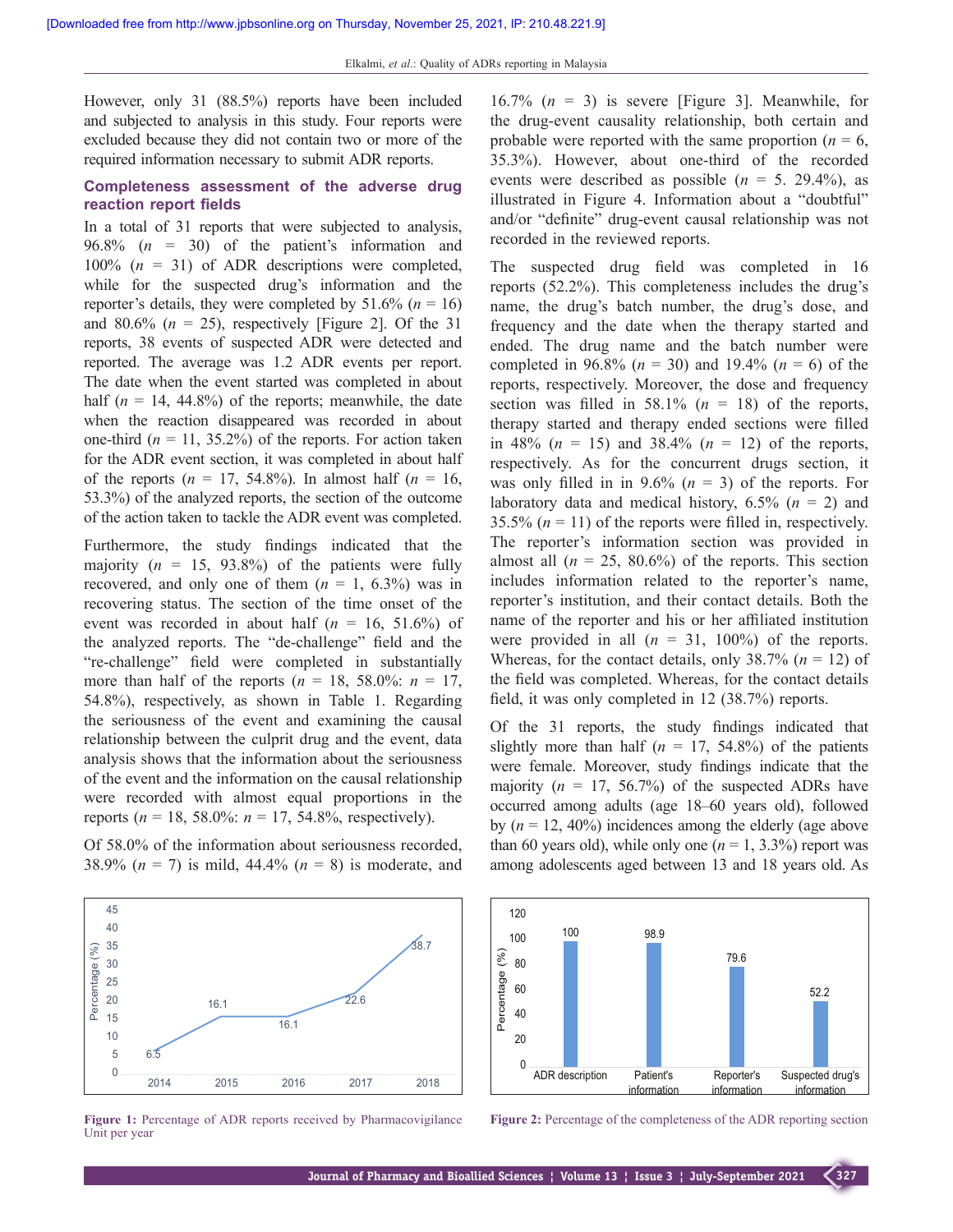However, only 31 (88.5%) reports have been included and subjected to analysis in this study. Four reports were excluded because they did not contain two or more of the required information necessary to submit ADR reports.

### Completeness assessment of the adverse drug reaction report fields

In a total of 31 reports that were subjected to analysis, 96.8% ($n$ = 30) of the patient's information and 100% ($n$ = 31) of ADR descriptions were completed, while for the suspected drug's information and the reporter's details, they were completed by 51.6% ($n$ = 16) and 80.6% ($n$ = 25), respectively [Figure 2]. Of the 31 reports, 38 events of suspected ADR were detected and reported. The average was 1.2 ADR events per report. The date when the event started was completed in about half ($n$ = 14, 44.8%) of the reports; meanwhile, the date when the reaction disappeared was recorded in about one-third ($n$ = 11, 35.2%) of the reports. For action taken for the ADR event section, it was completed in about half of the reports ($n$ = 17, 54.8%). In almost half ($n$ = 16, 53.3%) of the analyzed reports, the section of the outcome of the action taken to tackle the ADR event was completed.

Furthermore, the study findings indicated that the majority ($n$ = 15, 93.8%) of the patients were fully recovered, and only one of them ($n$ = 1, 6.3%) was in recovering status. The section of the time onset of the event was recorded in about half ($n$ = 16, 51.6%) of the analyzed reports. The "de-challenge" field and the "re-challenge" field were completed in substantially more than half of the reports ($n$ = 18, 58.0%: $n$ = 17, 54.8%), respectively, as shown in Table 1. Regarding the seriousness of the event and examining the causal relationship between the culprit drug and the event, data analysis shows that the information about the seriousness of the event and the information on the causal relationship were recorded with almost equal proportions in the reports ($n$ = 18, 58.0%: $n$ = 17, 54.8%, respectively).

Of 58.0% of the information about seriousness recorded, 38.9% ($n$ = 7) is mild, 44.4% ($n$ = 8) is moderate, and 16.7% ($n$ = 3) is severe [Figure 3]. Meanwhile, for the drug-event casualty relationship, both certain and probable were reported with the same proportion ($n$ = 6, 35.3%). However, about one-third of the recorded events were described as possible ($n$ = 5. 29.4%), as illustrated in Figure 4. Information about a "doubtful" and/or "definite" drug-event causal relationship was not recorded in the reviewed reports.

The suspected drug field was completed in 16 reports (52.2%). This completeness includes the drug's name, the drug's batch number, the drug's dose, and frequency and the date when the therapy started and ended. The drug name and the batch number were completed in 96.8% ($n$ = 30) and 19.4% ($n$ = 6) of the reports, respectively. Moreover, the dose and frequency section was filled in 58.1% ($n$ = 18) of the reports, therapy started and therapy ended sections were filled in 48% ($n$ = 15) and 38.4% ($n$ = 12) of the reports, respectively. As for the concurrent drugs section, it was only filled in in 9.6% ($n$ = 3) of the reports. For laboratory data and medical history, 6.5% ($n$ = 2) and 35.5% ($n$ = 11) of the reports were filled in, respectively. The reporter's information section was provided in almost all ($n$ = 25, 80.6%) of the reports. This section includes information related to the reporter's name, reporter's institution, and their contact details. Both the name of the reporter and his or her affiliated institution were provided in all ($n$ = 31, 100%) of the reports. Whereas, for the contact details, only 38.7% ($n$ = 12) of the field was completed. Whereas, for the contact details field, it was only completed in 12 (38.7%) reports.

Of the 31 reports, the study findings indicated that slightly more than half ($n$ = 17, 54.8%) of the patients were female. Moreover, study findings indicate that the majority ($n$ = 17, 56.7%) of the suspected ADRs have occurred among adults (age 18–60 years old), followed by ($n$ = 12, 40%) incidences among the elderly (age above than 60 years old), while only one ($n$ = 1, 3.3%) report was among adolescents aged between 13 and 18 years old. As

| Year | Percentage (%) |
|---|---|
| 2014 | 6.5 |
| 2015 | 16.1 |
| 2016 | 16.1 |
| 2017 | 22.6 |
| 2018 | 38.7 |

**Figure 1:** Percentage of ADR reports received by Pharmacovigilance Unit per year

| Section | Percentage (%) |
|---|---|
| ADR description | 100 |
| Patient's information | 98.9 |
| Reporter's information | 79.6 |
| Suspected drug's information | 52.2 |

**Figure 2:** Percentage of the completeness of the ADR reporting section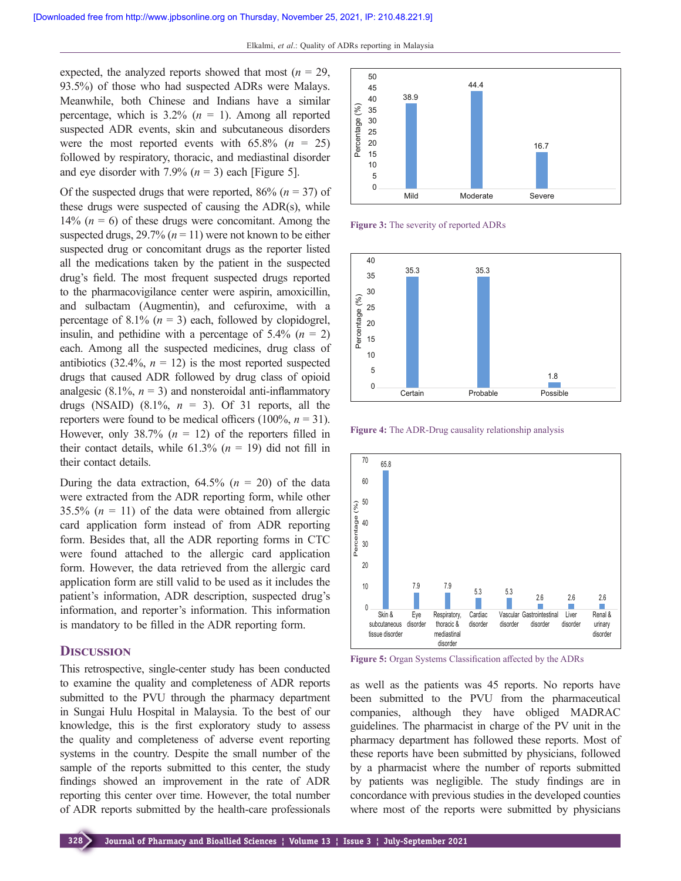expected, the analyzed reports showed that most ($n$ = 29, 93.5%) of those who had suspected ADRs were Malays. Meanwhile, both Chinese and Indians have a similar percentage, which is 3.2% ($n$ = 1). Among all reported suspected ADR events, skin and subcutaneous disorders were the most reported events with 65.8% ($n$ = 25) followed by respiratory, thoracic, and mediastinal disorder and eye disorder with 7.9% ($n$ = 3) each [Figure 5].

Of the suspected drugs that were reported, 86% ($n$ = 37) of these drugs were suspected of causing the ADR(s), while 14% ($n$ = 6) of these drugs were concomitant. Among the suspected drugs, 29.7% ($n$ = 11) were not known to be either suspected drug or concomitant drugs as the reporter listed all the medications taken by the patient in the suspected drug's field. The most frequent suspected drugs reported to the pharmacovigilance center were aspirin, amoxicillin, and sulbactam (Augmentin), and cefuroxime, with a percentage of 8.1% ($n$ = 3) each, followed by clopidogrel, insulin, and pethidine with a percentage of 5.4% ($n$ = 2) each. Among all the suspected medicines, drug class of antibiotics (32.4%, $n$ = 12) is the most reported suspected drugs that caused ADR followed by drug class of opioid analgesic (8.1%, $n$ = 3) and nonsteroidal anti-inflammatory drugs (NSAID) (8.1%, $n$ = 3). Of 31 reports, all the reporters were found to be medical officers (100%, $n$ = 31). However, only 38.7% ($n$ = 12) of the reporters filled in their contact details, while 61.3% ($n$ = 19) did not fill in their contact details.

During the data extraction, 64.5% ($n$ = 20) of the data were extracted from the ADR reporting form, while other 35.5% ($n$ = 11) of the data were obtained from allergic card application form instead of from ADR reporting form. Besides that, all the ADR reporting forms in CTC were found attached to the allergic card application form. However, the data retrieved from the allergic card application form are still valid to be used as it includes the patient's information, ADR description, suspected drug's information, and reporter's information. This information is mandatory to be filled in the ADR reporting form.

## Discussion

This retrospective, single-center study has been conducted to examine the quality and completeness of ADR reports submitted to the PVU through the pharmacy department in Sungai Hulu Hospital in Malaysia. To the best of our knowledge, this is the first exploratory study to assess the quality and completeness of adverse event reporting systems in the country. Despite the small number of the sample of the reports submitted to this center, the study findings showed an improvement in the rate of ADR reporting this center over time. However, the total number of ADR reports submitted by the health-care professionals as well as the patients was 45 reports. No reports have been submitted to the PVU from the pharmaceutical companies, although they obliged MADRAC guidelines. The pharmacist in charge of the PV unit in the pharmacy department has followed these reports. Most of these reports have been submitted by physicians, followed by a pharmacist where the number of reports submitted by patients was negligible. The study findings are in concordance with previous studies in the developed counties where most of the reports were submitted by physicians

| Severity | Percentage (%) |
|---|---|
| Mild | 38.9 |
| Moderate | 44.4 |
| Severe | 16.7 |

**Figure 3:** The severity of reported ADRs

| Causality | Percentage (%) |
|---|---|
| Certain | 35.3 |
| Probable | 35.3 |
| Possible | 1.8 |

**Figure 4:** The ADR-Drug causality relationship analysis

| Organ system | Percentage (%) |
|---|---|
| Skin & subcutaneous tissue disorder | 65.8 |
| Eye disorder | 7.9 |
| Respiratory, thoracic & mediastinal disorder | 7.9 |
| Cardiac disorder | 5.3 |
| Vascular disorder | 5.3 |
| Gastrointestinal disorder | 2.6 |
| Liver disorder | 2.6 |
| Renal & urinary disorder | 2.6 |

**Figure 5:** Organ Systems Classification affected by the ADRs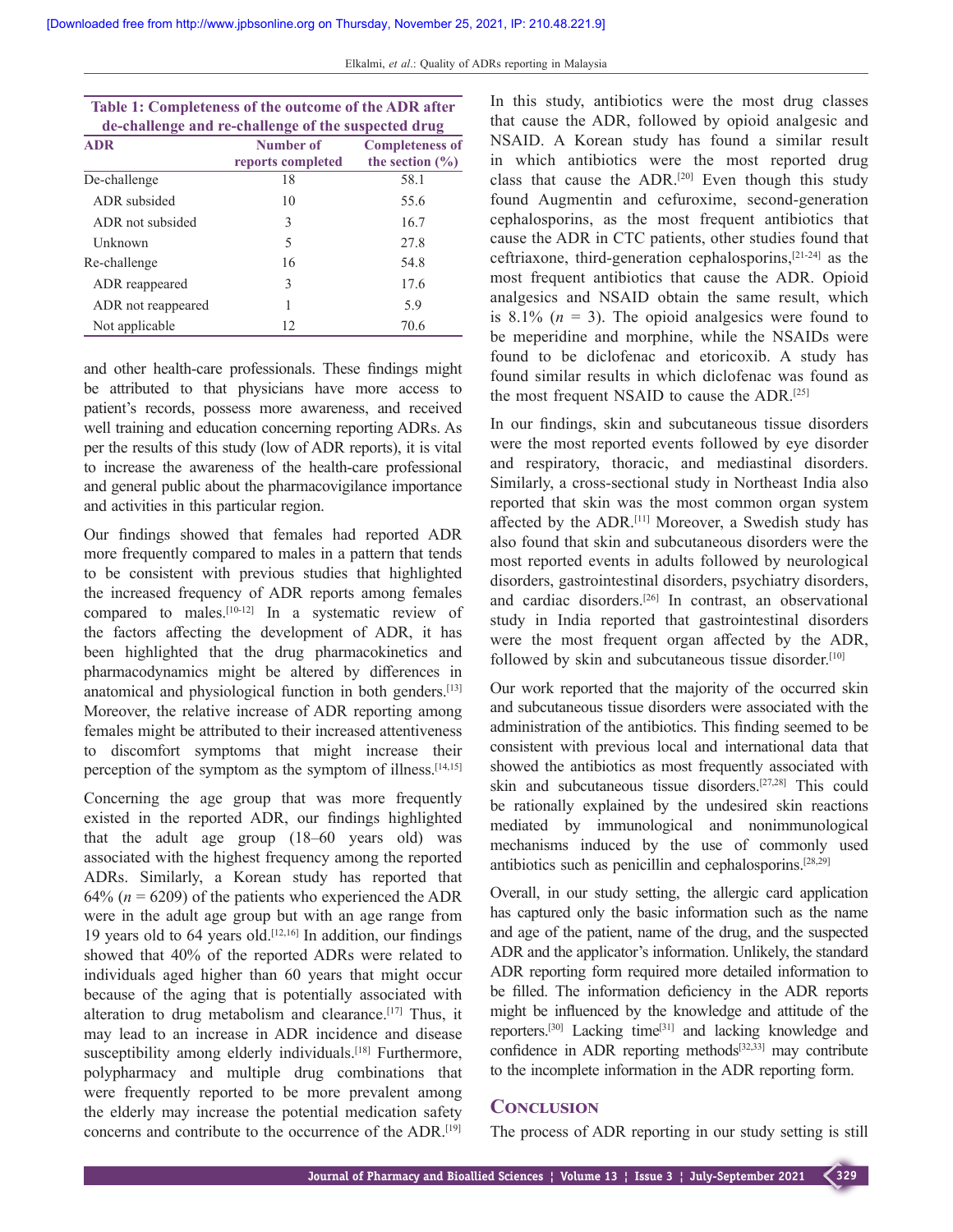**Table 1: Completeness of the outcome of the ADR after de-challenge and re-challenge of the suspected drug**

| ADR | Number of reports completed | Completeness of the section (%) |
|---|---|---|
| De-challenge | 18 | 58.1 |
| ADR subsided | 10 | 55.6 |
| ADR not subsided | 3 | 16.7 |
| Unknown | 5 | 27.8 |
| Re-challenge | 16 | 54.8 |
| ADR reappeared | 3 | 17.6 |
| ADR not reappeared | 1 | 5.9 |
| Not applicable | 12 | 70.6 |

and other health-care professionals. These findings might be attributed to that physicians have more access to patient's records, possess more awareness, and received well training and education concerning reporting ADRs. As per the results of this study (low of ADR reports), it is vital to increase the awareness of the health-care professional and general public about the pharmacovigilance importance and activities in this particular region.

Our findings showed that females had reported ADR more frequently compared to males in a pattern that tends to be consistent with previous studies that highlighted the increased frequency of ADR reports among females compared to males.[10-12] In a systematic review of the factors affecting the development of ADR, it has been highlighted that the drug pharmacokinetics and pharmacodynamics might be altered by differences in anatomical and physiological function in both genders.[13] Moreover, the relative increase of ADR reporting among females might be attributed to their increased attentiveness to discomfort symptoms that might increase their perception of the symptom as the symptom of illness.[14,15]

Concerning the age group that was more frequently existed in the reported ADR, our findings highlighted that the adult age group (18–60 years old) was associated with the highest frequency among the reported ADRs. Similarly, a Korean study has reported that 64% ($n$ = 6209) of the patients who experienced the ADR were in the adult age group but with an age range from 19 years old to 64 years old.[12,16] In addition, our findings showed that 40% of the reported ADRs were related to individuals aged higher than 60 years that might occur because of the aging that is potentially associated with alteration to drug metabolism and clearance.[17] Thus, it may lead to an increase in ADR incidence and disease susceptibility among elderly individuals.[18] Furthermore, polypharmacy and multiple drug combinations that were frequently reported to be more prevalent among the elderly may increase the potential medication safety concerns and contribute to the occurrence of the ADR.[19]

In this study, antibiotics were the most drug classes that cause the ADR, followed by opioid analgesic and NSAID. A Korean study has found a similar result in which antibiotics were the most reported drug class that cause the ADR.[20] Even though this study found Augmentin and cefuroxime, second-generation cephalosporins, as the most frequent antibiotics that cause the ADR in CTC patients, other studies found that ceftriaxone, third-generation cephalosporins,[21-24] as the most frequent antibiotics that cause the ADR. Opioid analgesics and NSAID obtain the same result, which is 8.1% ($n$ = 3). The opioid analgesics were found to be meperidine and morphine, while the NSAIDs were found to be diclofenac and etoricoxib. A study has found similar results in which diclofenac was found as the most frequent NSAID to cause the ADR.[25]

In our findings, skin and subcutaneous tissue disorders were the most reported events followed by eye disorder and respiratory, thoracic, and mediastinal disorders. Similarly, a cross-sectional study in Northeast India also reported that skin was the most common organ system affected by the ADR.[11] Moreover, a Swedish study has also found that skin and subcutaneous disorders were the most reported events in adults followed by neurological disorders, gastrointestinal disorders, psychiatry disorders, and cardiac disorders.[26] In contrast, an observational study in India reported that gastrointestinal disorders were the most frequent organ affected by the ADR, followed by skin and subcutaneous tissue disorder.[10]

Our work reported that the majority of the occurred skin and subcutaneous tissue disorders were associated with the administration of the antibiotics. This finding seemed to be consistent with previous local and international data that showed the antibiotics as most frequently associated with skin and subcutaneous tissue disorders.[27,28] This could be rationally explained by the undesired skin reactions mediated by immunological and nonimmunological mechanisms induced by the use of commonly used antibiotics such as penicillin and cephalosporins.[28,29]

Overall, in our study setting, the allergic card application has captured only the basic information such as the name and age of the patient, name of the drug, and the suspected ADR and the applicator's information. Unlikely, the standard ADR reporting form required more detailed information to be filled. The information deficiency in the ADR reports might be influenced by the knowledge and attitude of the reporters.[30] Lacking time[31] and lacking knowledge and confidence in ADR reporting methods[32,33] may contribute to the incomplete information in the ADR reporting form.

## Conclusion

The process of ADR reporting in our study setting is still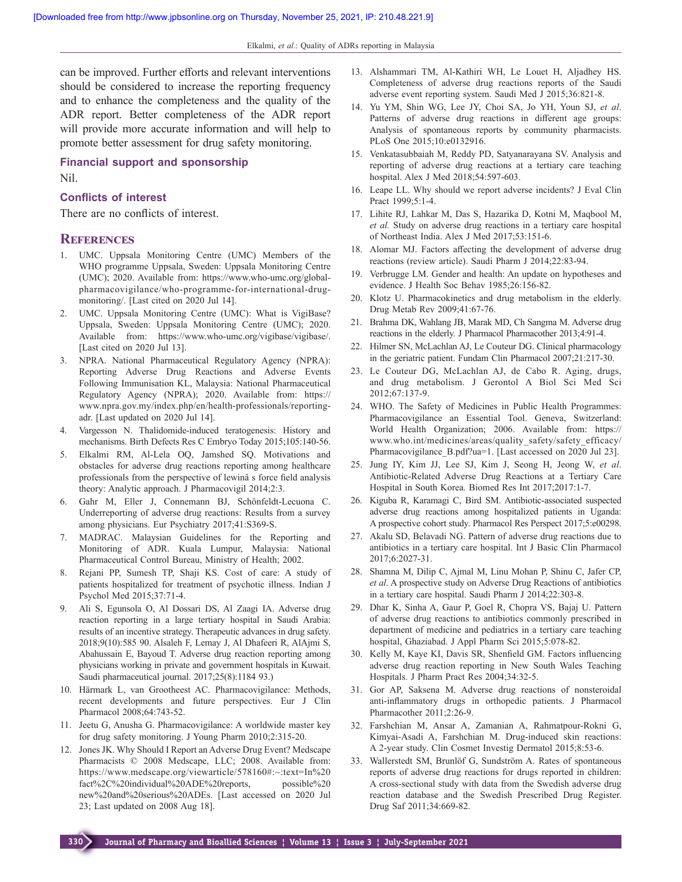can be improved. Further efforts and relevant interventions should be considered to increase the reporting frequency and to enhance the completeness and the quality of the ADR report. Better completeness of the ADR report will provide more accurate information and will help to promote better assessment for drug safety monitoring.

### Financial support and sponsorship

Nil.

### Conflicts of interest

There are no conflicts of interest.

## References

1. UMC. Uppsala Monitoring Centre (UMC) Members of the WHO programme Uppsala, Sweden: Uppsala Monitoring Centre (UMC); 2020. Available from: https://www.who-umc.org/global-pharmacovigilance/who-programme-for-international-drug-monitoring/. [Last cited on 2020 Jul 14].
2. UMC. Uppsala Monitoring Centre (UMC): What is VigiBase? Uppsala, Sweden: Uppsala Monitoring Centre (UMC); 2020. Available from: https://www.who-umc.org/vigibase/vigibase/. [Last cited on 2020 Jul 13].
3. NPRA. National Pharmaceutical Regulatory Agency (NPRA): Reporting Adverse Drug Reactions and Adverse Events Following Immunisation KL, Malaysia: National Pharmaceutical Regulatory Agency (NPRA); 2020. Available from: https://www.npra.gov.my/index.php/en/health-professionals/reporting-adr. [Last updated on 2020 Jul 14].
4. Vargesson N. Thalidomide-induced teratogenesis: History and mechanisms. Birth Defects Res C Embryo Today 2015;105:140-56.
5. Elkalmi RM, Al-Lela OQ, Jamshed SQ. Motivations and obstacles for adverse drug reactions reporting among healthcare professionals from the perspective of lewinâ s force field analysis theory: Analytic approach. J Pharmacovigil 2014;2:3.
6. Gahr M, Eller J, Connemann BJ, Schönfeldt-Lecuona C. Underreporting of adverse drug reactions: Results from a survey among physicians. Eur Psychiatry 2017;41:S369-S.
7. MADRAC. Malaysian Guidelines for the Reporting and Monitoring of ADR. Kuala Lumpur, Malaysia: National Pharmaceutical Control Bureau, Ministry of Health; 2002.
8. Rejani PP, Sumesh TP, Shaji KS. Cost of care: A study of patients hospitalized for treatment of psychotic illness. Indian J Psychol Med 2015;37:71-4.
9. Ali S, Egunsola O, Al Dossari DS, Al Zaagi IA. Adverse drug reaction reporting in a large tertiary hospital in Saudi Arabia: results of an incentive strategy. Therapeutic advances in drug safety. 2018;9(10):585 90. Alsaleh F, Lemay J, Al Dhafeeri R, AlAjmi S, Abahussain E, Bayoud T. Adverse drug reaction reporting among physicians working in private and government hospitals in Kuwait. Saudi pharmaceutical journal. 2017;25(8):1184 93.)
10. Härmark L, van Grootheest AC. Pharmacovigilance: Methods, recent developments and future perspectives. Eur J Clin Pharmacol 2008;64:743-52.
11. Jeetu G, Anusha G. Pharmacovigilance: A worldwide master key for drug safety monitoring. J Young Pharm 2010;2:315-20.
12. Jones JK. Why Should I Report an Adverse Drug Event? Medscape Pharmacists © 2008 Medscape, LLC; 2008. Available from: https://www.medscape.org/viewarticle/578160#:~:text=In%20fact%2C%20individual%20ADE%20reports, possible%20new%20and%20serious%20ADEs. [Last accessed on 2020 Jul 23; Last updated on 2008 Aug 18].
13. Alshammari TM, Al-Kathiri WH, Le Louet H, Aljadhey HS. Completeness of adverse drug reactions reports of the Saudi adverse event reporting system. Saudi Med J 2015;36:821-8.
14. Yu YM, Shin WG, Lee JY, Choi SA, Jo YH, Youn SJ, *et al*. Patterns of adverse drug reactions in different age groups: Analysis of spontaneous reports by community pharmacists. PLoS One 2015;10:e0132916.
15. Venkatasubbaiah M, Reddy PD, Satyanarayana SV. Analysis and reporting of adverse drug reactions at a tertiary care teaching hospital. Alex J Med 2018;54:597-603.
16. Leape LL. Why should we report adverse incidents? J Eval Clin Pract 1999;5:1-4.
17. Lihite RJ, Lahkar M, Das S, Hazarika D, Kotni M, Maqbool M, *et al.* Study on adverse drug reactions in a tertiary care hospital of Northeast India. Alex J Med 2017;53:151-6.
18. Alomar MJ. Factors affecting the development of adverse drug reactions (review article). Saudi Pharm J 2014;22:83-94.
19. Verbrugge LM. Gender and health: An update on hypotheses and evidence. J Health Soc Behav 1985;26:156-82.
20. Klotz U. Pharmacokinetics and drug metabolism in the elderly. Drug Metab Rev 2009;41:67-76.
21. Brahma DK, Wahlang JB, Marak MD, Ch Sangma M. Adverse drug reactions in the elderly. J Pharmacol Pharmacother 2013;4:91-4.
22. Hilmer SN, McLachlan AJ, Le Couteur DG. Clinical pharmacology in the geriatric patient. Fundam Clin Pharmacol 2007;21:217-30.
23. Le Couteur DG, McLachlan AJ, de Cabo R. Aging, drugs, and drug metabolism. J Gerontol A Biol Sci Med Sci 2012;67:137-9.
24. WHO. The Safety of Medicines in Public Health Programmes: Pharmacovigilance an Essential Tool. Geneva, Switzerland: World Health Organization; 2006. Available from: https://www.who.int/medicines/areas/quality_safety/safety_efficacy/Pharmacovigilance_B.pdf?ua=1. [Last accessed on 2020 Jul 23].
25. Jung IY, Kim JJ, Lee SJ, Kim J, Seong H, Jeong W, *et al*. Antibiotic-Related Adverse Drug Reactions at a Tertiary Care Hospital in South Korea. Biomed Res Int 2017;2017:1-7.
26. Kiguba R, Karamagi C, Bird SM. Antibiotic-associated suspected adverse drug reactions among hospitalized patients in Uganda: A prospective cohort study. Pharmacol Res Perspect 2017;5:e00298.
27. Akalu SD, Belavadi NG. Pattern of adverse drug reactions due to antibiotics in a tertiary care hospital. Int J Basic Clin Pharmacol 2017;6:2027-31.
28. Shamna M, Dilip C, Ajmal M, Linu Mohan P, Shinu C, Jafer CP, *et al*. A prospective study on Adverse Drug Reactions of antibiotics in a tertiary care hospital. Saudi Pharm J 2014;22:303-8.
29. Dhar K, Sinha A, Gaur P, Goel R, Chopra VS, Bajaj U. Pattern of adverse drug reactions to antibiotics commonly prescribed in department of medicine and pediatrics in a tertiary care teaching hospital, Ghaziabad. J Appl Pharm Sci 2015;5:078-82.
30. Kelly M, Kaye KI, Davis SR, Shenfield GM. Factors influencing adverse drug reaction reporting in New South Wales Teaching Hospitals. J Pharm Pract Res 2004;34:32-5.
31. Gor AP, Saksena M. Adverse drug reactions of nonsteroidal anti-inflammatory drugs in orthopedic patients. J Pharmacol Pharmacother 2011;2:26-9.
32. Farshchian M, Ansar A, Zamanian A, Rahmatpour-Rokni G, Kimyai-Asadi A, Farshchian M. Drug-induced skin reactions: A 2-year study. Clin Cosmet Investig Dermatol 2015;8:53-6.
33. Wallerstedt SM, Brunlöf G, Sundström A. Rates of spontaneous reports of adverse drug reactions for drugs reported in children: A cross-sectional study with data from the Swedish adverse drug reaction database and the Swedish Prescribed Drug Register. Drug Saf 2011;34:669-82.